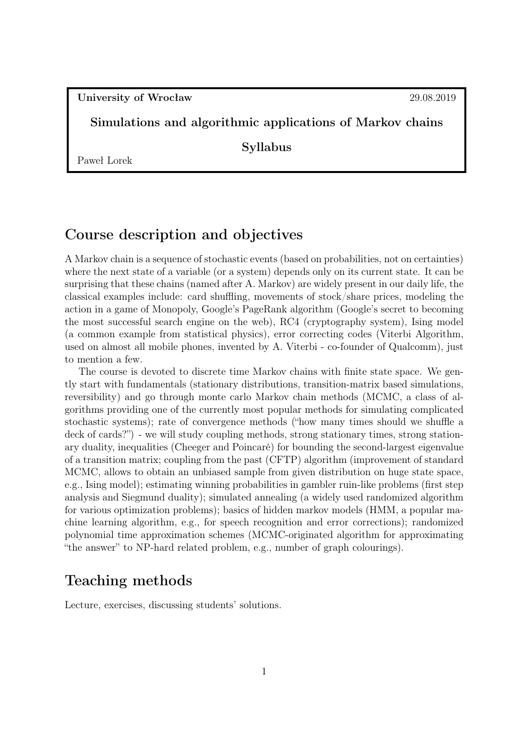**University of Wrocław** 29.08.2019

**Simulations and algorithmic applications of Markov chains**

**Syllabus**

Paweł Lorek

## Course description and objectives

A Markov chain is a sequence of stochastic events (based on probabilities, not on certainties) where the next state of a variable (or a system) depends only on its current state. It can be surprising that these chains (named after A. Markov) are widely present in our daily life, the classical examples include: card shuffling, movements of stock/share prices, modeling the action in a game of Monopoly, Google's PageRank algorithm (Google's secret to becoming the most successful search engine on the web), RC4 (cryptography system), Ising model (a common example from statistical physics), error correcting codes (Viterbi Algorithm, used on almost all mobile phones, invented by A. Viterbi - co-founder of Qualcomm), just to mention a few.

The course is devoted to discrete time Markov chains with finite state space. We gently start with fundamentals (stationary distributions, transition-matrix based simulations, reversibility) and go through monte carlo Markov chain methods (MCMC, a class of algorithms providing one of the currently most popular methods for simulating complicated stochastic systems); rate of convergence methods ("how many times should we shuffle a deck of cards?") - we will study coupling methods, strong stationary times, strong stationary duality, inequalities (Cheeger and Poincaré) for bounding the second-largest eigenvalue of a transition matrix; coupling from the past (CFTP) algorithm (improvement of standard MCMC, allows to obtain an unbiased sample from given distribution on huge state space, e.g., Ising model); estimating winning probabilities in gambler ruin-like problems (first step analysis and Siegmund duality); simulated annealing (a widely used randomized algorithm for various optimization problems); basics of hidden markov models (HMM, a popular machine learning algorithm, e.g., for speech recognition and error corrections); randomized polynomial time approximation schemes (MCMC-originated algorithm for approximating "the answer" to NP-hard related problem, e.g., number of graph colourings).

## Teaching methods

Lecture, exercises, discussing students' solutions.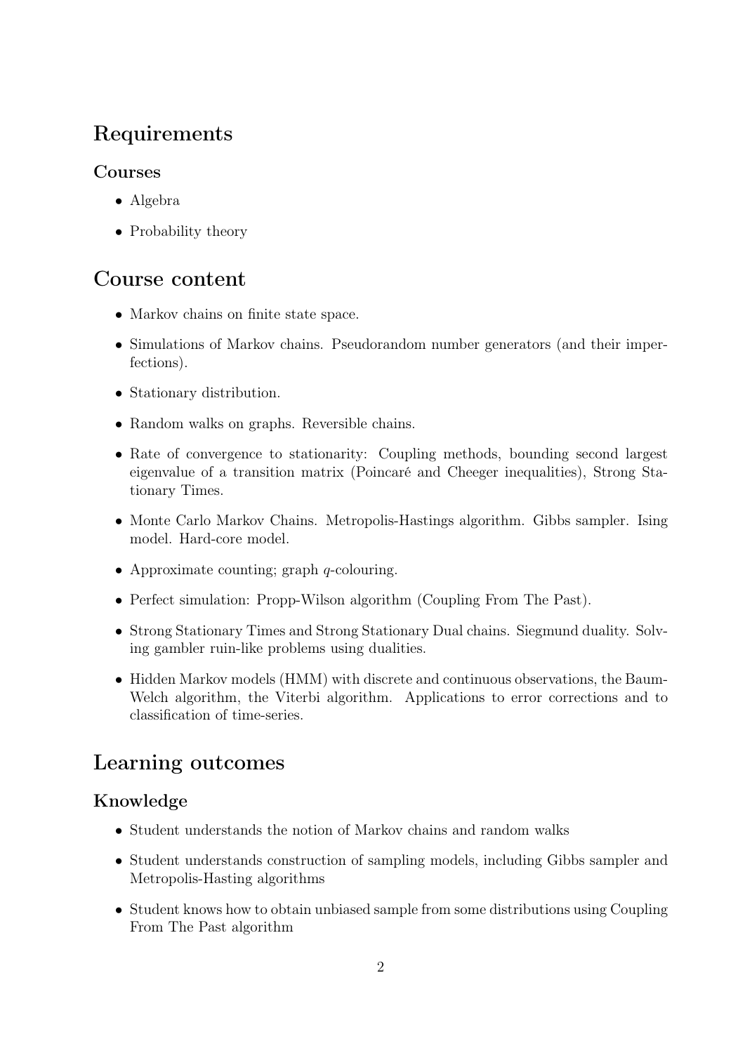## Requirements

### Courses

- Algebra
- Probability theory

## Course content

- Markov chains on finite state space.
- Simulations of Markov chains. Pseudorandom number generators (and their imperfections).
- Stationary distribution.
- Random walks on graphs. Reversible chains.
- Rate of convergence to stationarity: Coupling methods, bounding second largest eigenvalue of a transition matrix (Poincaré and Cheeger inequalities), Strong Stationary Times.
- Monte Carlo Markov Chains. Metropolis-Hastings algorithm. Gibbs sampler. Ising model. Hard-core model.
- Approximate counting; graph $q$-colouring.
- Perfect simulation: Propp-Wilson algorithm (Coupling From The Past).
- Strong Stationary Times and Strong Stationary Dual chains. Siegmund duality. Solving gambler ruin-like problems using dualities.
- Hidden Markov models (HMM) with discrete and continuous observations, the Baum-Welch algorithm, the Viterbi algorithm. Applications to error corrections and to classification of time-series.

## Learning outcomes

### Knowledge

- Student understands the notion of Markov chains and random walks
- Student understands construction of sampling models, including Gibbs sampler and Metropolis-Hasting algorithms
- Student knows how to obtain unbiased sample from some distributions using Coupling From The Past algorithm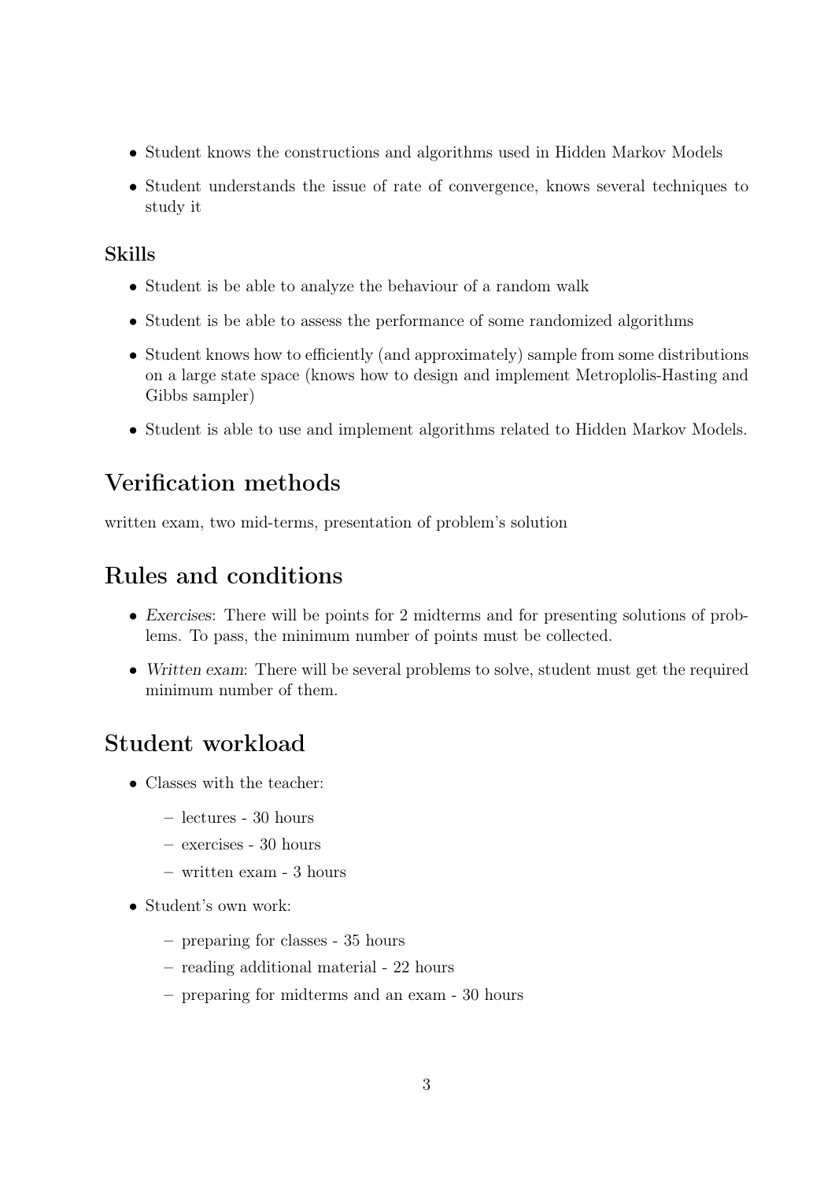- Student knows the constructions and algorithms used in Hidden Markov Models
- Student understands the issue of rate of convergence, knows several techniques to study it

### Skills

- Student is be able to analyze the behaviour of a random walk
- Student is be able to assess the performance of some randomized algorithms
- Student knows how to efficiently (and approximately) sample from some distributions on a large state space (knows how to design and implement Metroplolis-Hasting and Gibbs sampler)
- Student is able to use and implement algorithms related to Hidden Markov Models.

## Verification methods

written exam, two mid-terms, presentation of problem's solution

## Rules and conditions

- *Exercises*: There will be points for 2 midterms and for presenting solutions of problems. To pass, the minimum number of points must be collected.
- *Written exam*: There will be several problems to solve, student must get the required minimum number of them.

## Student workload

- Classes with the teacher:
  - lectures - 30 hours
  - exercises - 30 hours
  - written exam - 3 hours
- Student's own work:
  - preparing for classes - 35 hours
  - reading additional material - 22 hours
  - preparing for midterms and an exam - 30 hours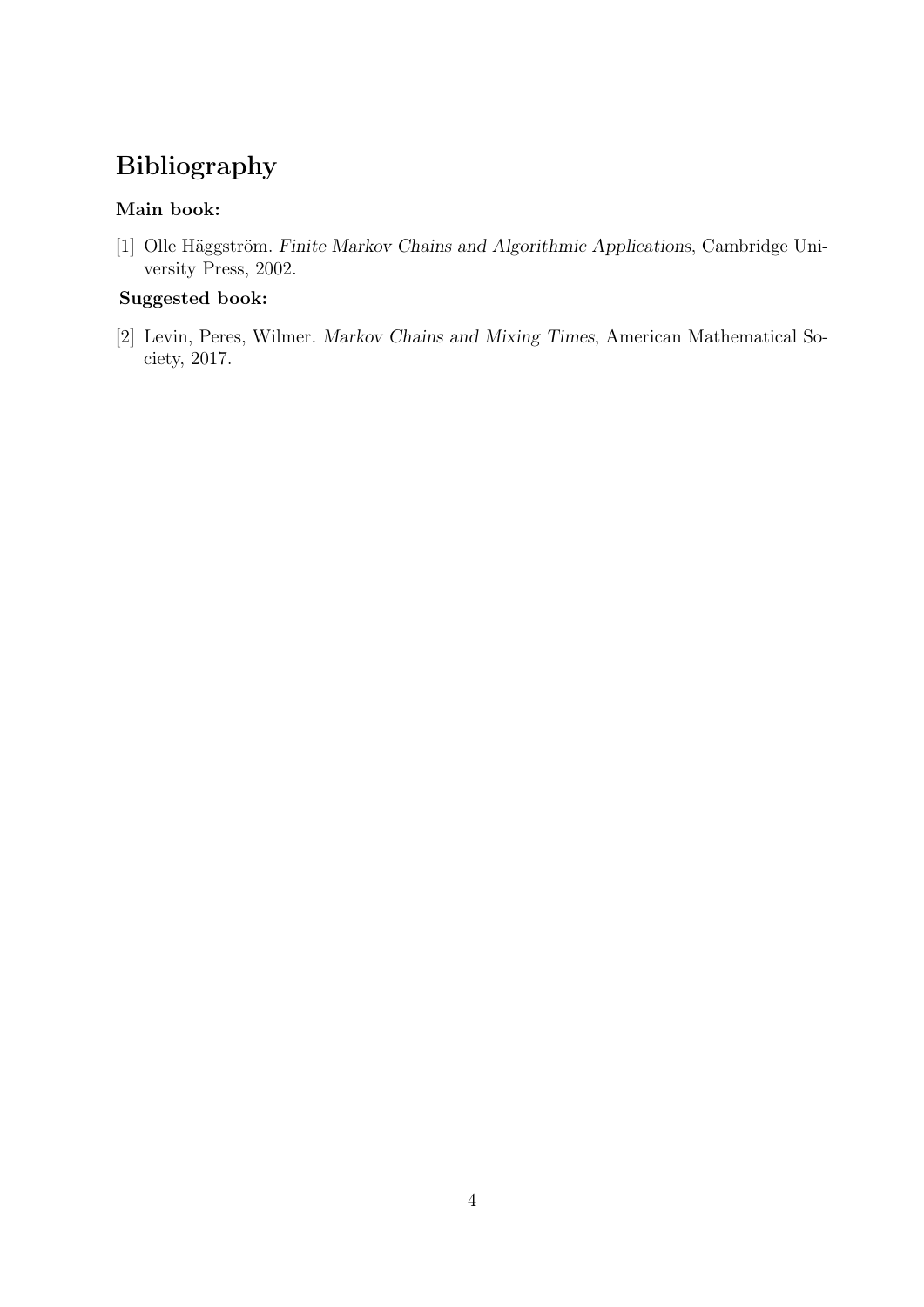## Bibliography

**Main book:**

[1] Olle Häggström. *Finite Markov Chains and Algorithmic Applications*, Cambridge University Press, 2002.

**Suggested book:**

[2] Levin, Peres, Wilmer. *Markov Chains and Mixing Times*, American Mathematical Society, 2017.